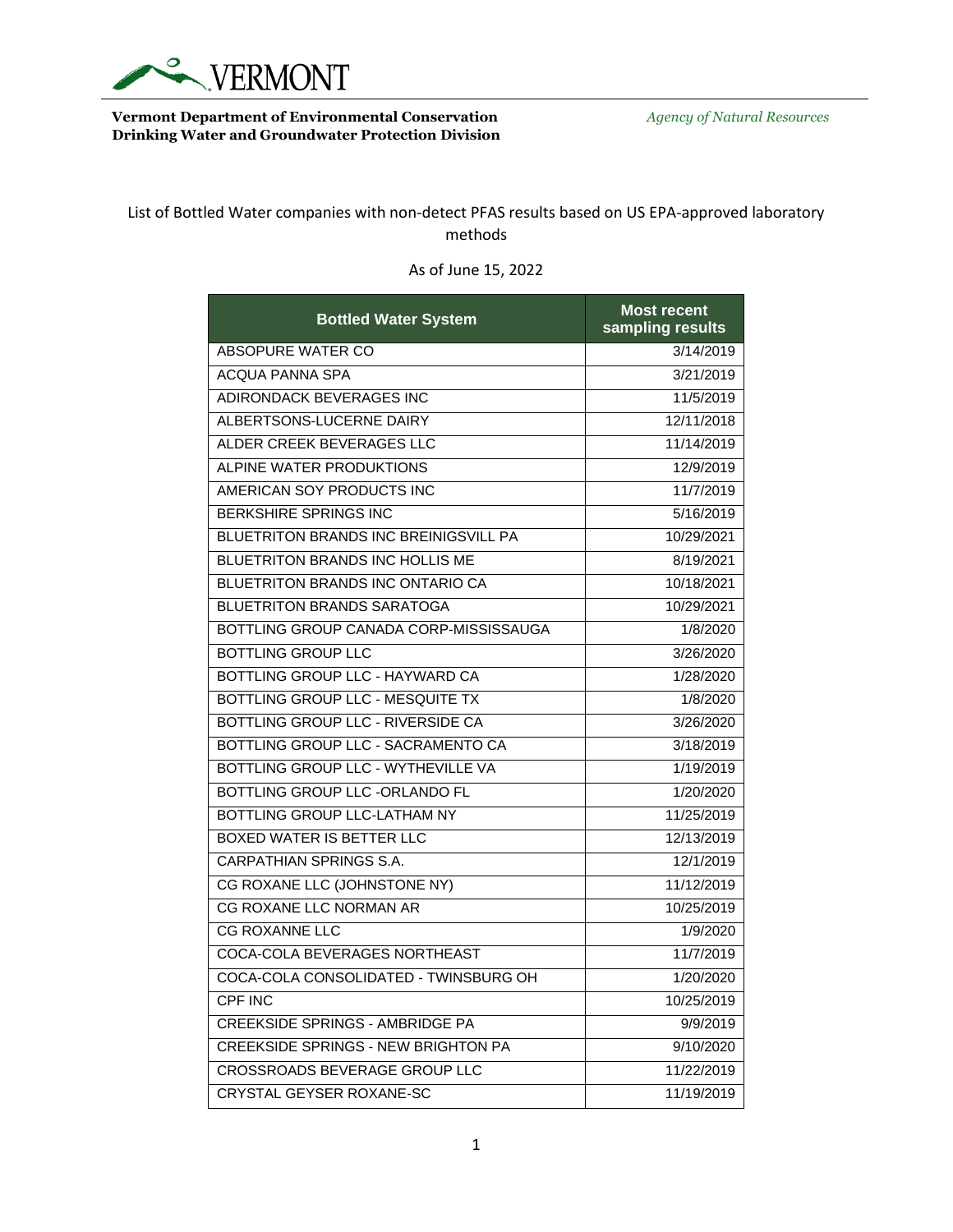**Vermont Department of Environmental Conservation**
**Drinking Water and Groundwater Protection Division**

*Agency of Natural Resources*

List of Bottled Water companies with non-detect PFAS results based on US EPA-approved laboratory methods

As of June 15, 2022

| Bottled Water System | Most recent sampling results |
|---|---|
| ABSOPURE WATER CO | 3/14/2019 |
| ACQUA PANNA SPA | 3/21/2019 |
| ADIRONDACK BEVERAGES INC | 11/5/2019 |
| ALBERTSONS-LUCERNE DAIRY | 12/11/2018 |
| ALDER CREEK BEVERAGES LLC | 11/14/2019 |
| ALPINE WATER PRODUKTIONS | 12/9/2019 |
| AMERICAN SOY PRODUCTS INC | 11/7/2019 |
| BERKSHIRE SPRINGS INC | 5/16/2019 |
| BLUETRITON BRANDS INC BREINIGSVILL PA | 10/29/2021 |
| BLUETRITON BRANDS INC HOLLIS ME | 8/19/2021 |
| BLUETRITON BRANDS INC ONTARIO CA | 10/18/2021 |
| BLUETRITON BRANDS SARATOGA | 10/29/2021 |
| BOTTLING GROUP CANADA CORP-MISSISSAUGA | 1/8/2020 |
| BOTTLING GROUP LLC | 3/26/2020 |
| BOTTLING GROUP LLC - HAYWARD CA | 1/28/2020 |
| BOTTLING GROUP LLC - MESQUITE TX | 1/8/2020 |
| BOTTLING GROUP LLC - RIVERSIDE CA | 3/26/2020 |
| BOTTLING GROUP LLC - SACRAMENTO CA | 3/18/2019 |
| BOTTLING GROUP LLC - WYTHEVILLE VA | 1/19/2019 |
| BOTTLING GROUP LLC -ORLANDO FL | 1/20/2020 |
| BOTTLING GROUP LLC-LATHAM NY | 11/25/2019 |
| BOXED WATER IS BETTER LLC | 12/13/2019 |
| CARPATHIAN SPRINGS S.A. | 12/1/2019 |
| CG ROXANE LLC (JOHNSTONE NY) | 11/12/2019 |
| CG ROXANE LLC NORMAN AR | 10/25/2019 |
| CG ROXANNE LLC | 1/9/2020 |
| COCA-COLA BEVERAGES NORTHEAST | 11/7/2019 |
| COCA-COLA CONSOLIDATED - TWINSBURG OH | 1/20/2020 |
| CPF INC | 10/25/2019 |
| CREEKSIDE SPRINGS - AMBRIDGE PA | 9/9/2019 |
| CREEKSIDE SPRINGS - NEW BRIGHTON PA | 9/10/2020 |
| CROSSROADS BEVERAGE GROUP LLC | 11/22/2019 |
| CRYSTAL GEYSER ROXANE-SC | 11/19/2019 |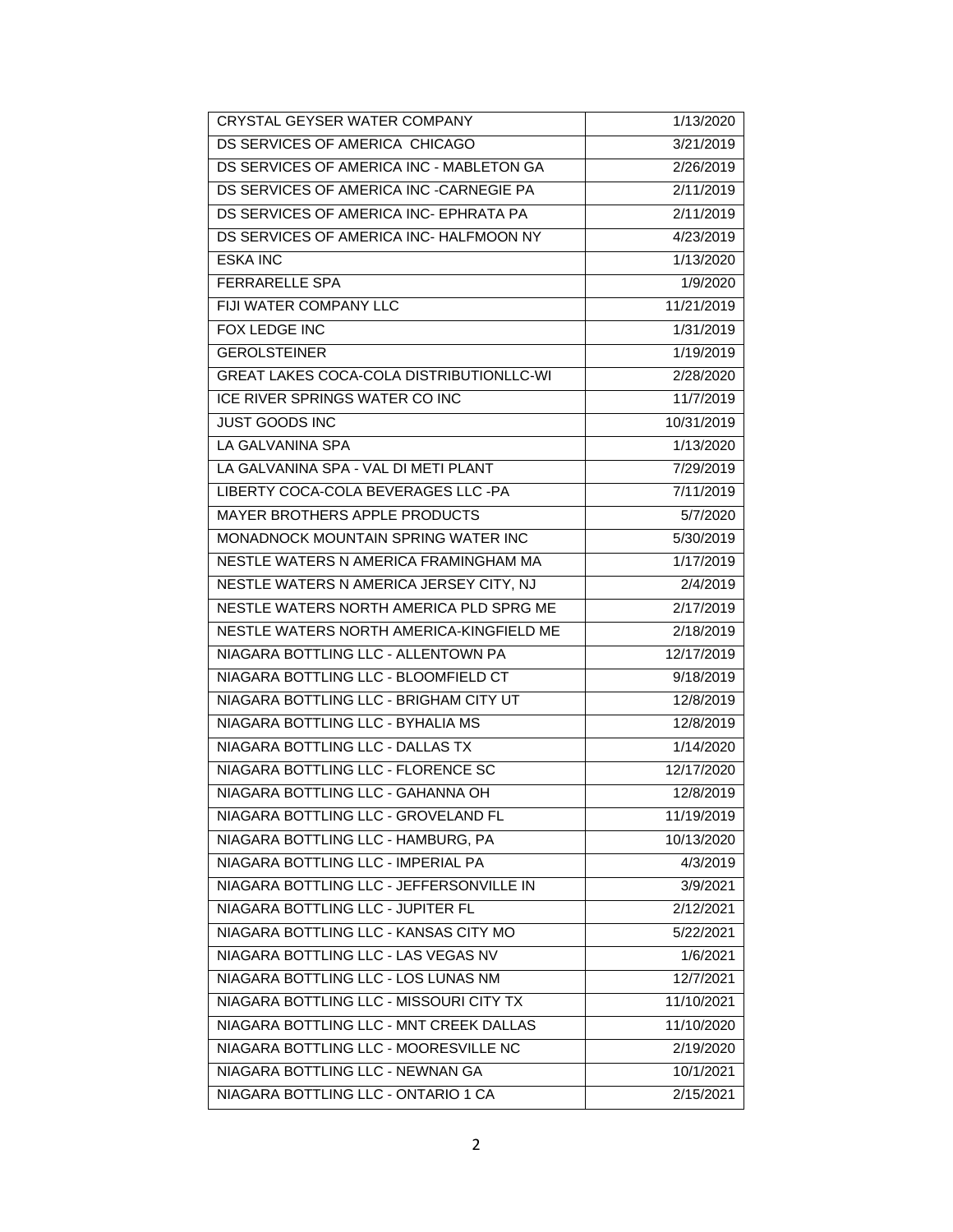| | |
|---|---|
| CRYSTAL GEYSER WATER COMPANY | 1/13/2020 |
| DS SERVICES OF AMERICA CHICAGO | 3/21/2019 |
| DS SERVICES OF AMERICA INC - MABLETON GA | 2/26/2019 |
| DS SERVICES OF AMERICA INC -CARNEGIE PA | 2/11/2019 |
| DS SERVICES OF AMERICA INC- EPHRATA PA | 2/11/2019 |
| DS SERVICES OF AMERICA INC- HALFMOON NY | 4/23/2019 |
| ESKA INC | 1/13/2020 |
| FERRARELLE SPA | 1/9/2020 |
| FIJI WATER COMPANY LLC | 11/21/2019 |
| FOX LEDGE INC | 1/31/2019 |
| GEROLSTEINER | 1/19/2019 |
| GREAT LAKES COCA-COLA DISTRIBUTIONLLC-WI | 2/28/2020 |
| ICE RIVER SPRINGS WATER CO INC | 11/7/2019 |
| JUST GOODS INC | 10/31/2019 |
| LA GALVANINA SPA | 1/13/2020 |
| LA GALVANINA SPA - VAL DI METI PLANT | 7/29/2019 |
| LIBERTY COCA-COLA BEVERAGES LLC -PA | 7/11/2019 |
| MAYER BROTHERS APPLE PRODUCTS | 5/7/2020 |
| MONADNOCK MOUNTAIN SPRING WATER INC | 5/30/2019 |
| NESTLE WATERS N AMERICA FRAMINGHAM MA | 1/17/2019 |
| NESTLE WATERS N AMERICA JERSEY CITY, NJ | 2/4/2019 |
| NESTLE WATERS NORTH AMERICA PLD SPRG ME | 2/17/2019 |
| NESTLE WATERS NORTH AMERICA-KINGFIELD ME | 2/18/2019 |
| NIAGARA BOTTLING LLC - ALLENTOWN PA | 12/17/2019 |
| NIAGARA BOTTLING LLC - BLOOMFIELD CT | 9/18/2019 |
| NIAGARA BOTTLING LLC - BRIGHAM CITY UT | 12/8/2019 |
| NIAGARA BOTTLING LLC - BYHALIA MS | 12/8/2019 |
| NIAGARA BOTTLING LLC - DALLAS TX | 1/14/2020 |
| NIAGARA BOTTLING LLC - FLORENCE SC | 12/17/2020 |
| NIAGARA BOTTLING LLC - GAHANNA OH | 12/8/2019 |
| NIAGARA BOTTLING LLC - GROVELAND FL | 11/19/2019 |
| NIAGARA BOTTLING LLC - HAMBURG, PA | 10/13/2020 |
| NIAGARA BOTTLING LLC - IMPERIAL PA | 4/3/2019 |
| NIAGARA BOTTLING LLC - JEFFERSONVILLE IN | 3/9/2021 |
| NIAGARA BOTTLING LLC - JUPITER FL | 2/12/2021 |
| NIAGARA BOTTLING LLC - KANSAS CITY MO | 5/22/2021 |
| NIAGARA BOTTLING LLC - LAS VEGAS NV | 1/6/2021 |
| NIAGARA BOTTLING LLC - LOS LUNAS NM | 12/7/2021 |
| NIAGARA BOTTLING LLC - MISSOURI CITY TX | 11/10/2021 |
| NIAGARA BOTTLING LLC - MNT CREEK DALLAS | 11/10/2020 |
| NIAGARA BOTTLING LLC - MOORESVILLE NC | 2/19/2020 |
| NIAGARA BOTTLING LLC - NEWNAN GA | 10/1/2021 |
| NIAGARA BOTTLING LLC - ONTARIO 1 CA | 2/15/2021 |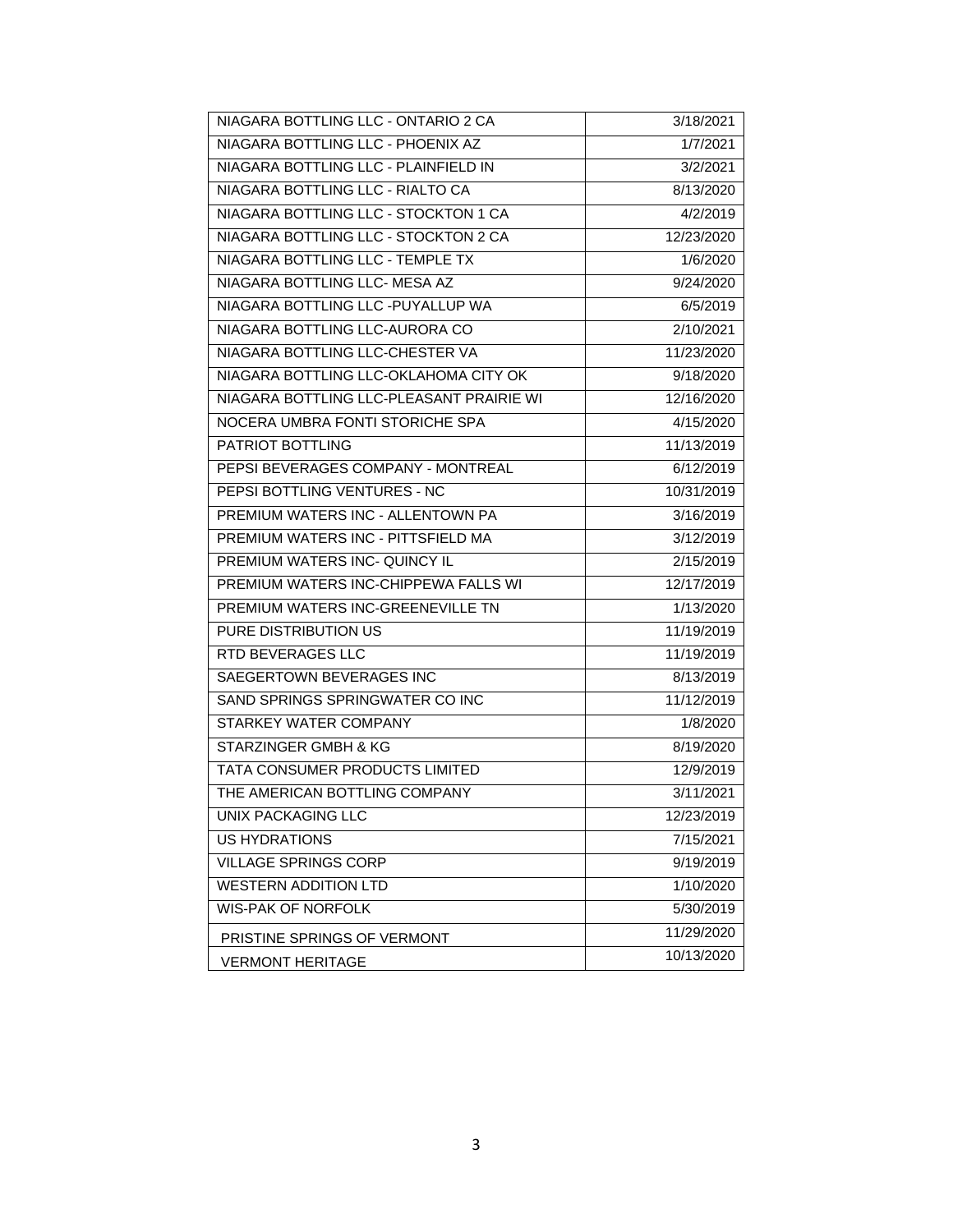| | |
|---|---|
| NIAGARA BOTTLING LLC - ONTARIO 2 CA | 3/18/2021 |
| NIAGARA BOTTLING LLC - PHOENIX AZ | 1/7/2021 |
| NIAGARA BOTTLING LLC - PLAINFIELD IN | 3/2/2021 |
| NIAGARA BOTTLING LLC - RIALTO CA | 8/13/2020 |
| NIAGARA BOTTLING LLC - STOCKTON 1 CA | 4/2/2019 |
| NIAGARA BOTTLING LLC - STOCKTON 2 CA | 12/23/2020 |
| NIAGARA BOTTLING LLC - TEMPLE TX | 1/6/2020 |
| NIAGARA BOTTLING LLC- MESA AZ | 9/24/2020 |
| NIAGARA BOTTLING LLC -PUYALLUP WA | 6/5/2019 |
| NIAGARA BOTTLING LLC-AURORA CO | 2/10/2021 |
| NIAGARA BOTTLING LLC-CHESTER VA | 11/23/2020 |
| NIAGARA BOTTLING LLC-OKLAHOMA CITY OK | 9/18/2020 |
| NIAGARA BOTTLING LLC-PLEASANT PRAIRIE WI | 12/16/2020 |
| NOCERA UMBRA FONTI STORICHE SPA | 4/15/2020 |
| PATRIOT BOTTLING | 11/13/2019 |
| PEPSI BEVERAGES COMPANY - MONTREAL | 6/12/2019 |
| PEPSI BOTTLING VENTURES - NC | 10/31/2019 |
| PREMIUM WATERS INC - ALLENTOWN PA | 3/16/2019 |
| PREMIUM WATERS INC - PITTSFIELD MA | 3/12/2019 |
| PREMIUM WATERS INC- QUINCY IL | 2/15/2019 |
| PREMIUM WATERS INC-CHIPPEWA FALLS WI | 12/17/2019 |
| PREMIUM WATERS INC-GREENEVILLE TN | 1/13/2020 |
| PURE DISTRIBUTION US | 11/19/2019 |
| RTD BEVERAGES LLC | 11/19/2019 |
| SAEGERTOWN BEVERAGES INC | 8/13/2019 |
| SAND SPRINGS SPRINGWATER CO INC | 11/12/2019 |
| STARKEY WATER COMPANY | 1/8/2020 |
| STARZINGER GMBH & KG | 8/19/2020 |
| TATA CONSUMER PRODUCTS LIMITED | 12/9/2019 |
| THE AMERICAN BOTTLING COMPANY | 3/11/2021 |
| UNIX PACKAGING LLC | 12/23/2019 |
| US HYDRATIONS | 7/15/2021 |
| VILLAGE SPRINGS CORP | 9/19/2019 |
| WESTERN ADDITION LTD | 1/10/2020 |
| WIS-PAK OF NORFOLK | 5/30/2019 |
| PRISTINE SPRINGS OF VERMONT | 11/29/2020 |
| VERMONT HERITAGE | 10/13/2020 |